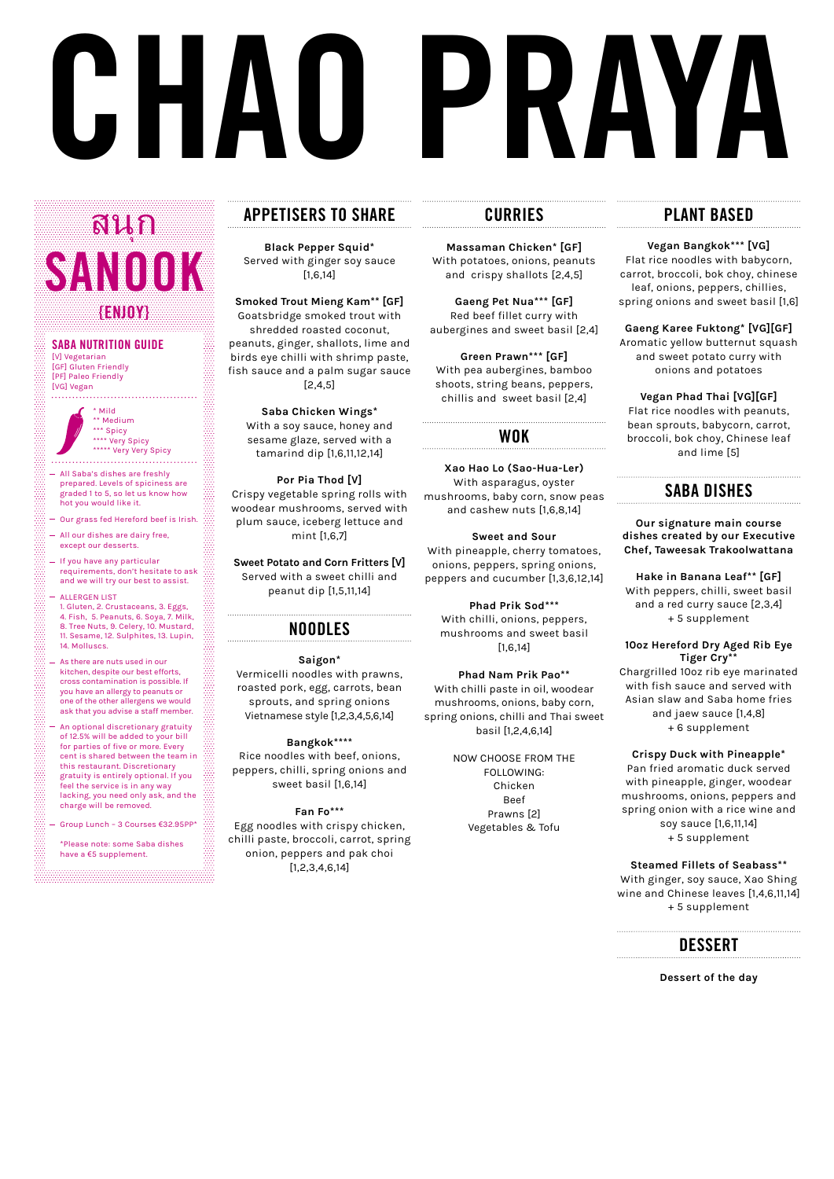# CHAO PRAYA

## สนุก SANOOK {ENJOY}

### SABA NUTRITION GUIDE

[V] Vegetarian
[GF] Gluten Friendly
[PF] Paleo Friendly
[VG] Vegan

\* Mild
\*\* Medium
\*\*\* Spicy
\*\*\*\* Very Spicy
\*\*\*\*\* Very Very Spicy

- All Saba's dishes are freshly prepared. Levels of spiciness are graded 1 to 5, so let us know how hot you would like it.
- Our grass fed Hereford beef is Irish.
- All our dishes are dairy free, except our desserts.
- If you have any particular requirements, don't hesitate to ask and we will try our best to assist.
- ALLERGEN LIST
  1. Gluten, 2. Crustaceans, 3. Eggs, 4. Fish, 5. Peanuts, 6. Soya, 7. Milk, 8. Tree Nuts, 9. Celery, 10. Mustard, 11. Sesame, 12. Sulphites, 13. Lupin, 14. Molluscs.
- As there are nuts used in our kitchen, despite our best efforts, cross contamination is possible. If you have an allergy to peanuts or one of the other allergens we would ask that you advise a staff member.
- An optional discretionary gratuity of 12.5% will be added to your bill for parties of five or more. Every cent is shared between the team in this restaurant. Discretionary gratuity is entirely optional. If you feel the service is in any way lacking, you need only ask, and the charge will be removed.
- Group Lunch - 3 Courses €32.95PP*

\*Please note: some Saba dishes have a €5 supplement.

## APPETISERS TO SHARE

**Black Pepper Squid\***
Served with ginger soy sauce [1,6,14]

**Smoked Trout Mieng Kam\*\* [GF]**
Goatsbridge smoked trout with shredded roasted coconut, peanuts, ginger, shallots, lime and birds eye chilli with shrimp paste, fish sauce and a palm sugar sauce [2,4,5]

**Saba Chicken Wings\***
With a soy sauce, honey and sesame glaze, served with a tamarind dip [1,6,11,12,14]

**Por Pia Thod [V]**
Crispy vegetable spring rolls with woodear mushrooms, served with plum sauce, iceberg lettuce and mint [1,6,7]

**Sweet Potato and Corn Fritters [V]**
Served with a sweet chilli and peanut dip [1,5,11,14]

## NOODLES

**Saigon\***
Vermicelli noodles with prawns, roasted pork, egg, carrots, bean sprouts, and spring onions Vietnamese style [1,2,3,4,5,6,14]

**Bangkok\*\*\*\***
Rice noodles with beef, onions, peppers, chilli, spring onions and sweet basil [1,6,14]

**Fan Fo\*\*\***
Egg noodles with crispy chicken, chilli paste, broccoli, carrot, spring onion, peppers and pak choi [1,2,3,4,6,14]

## CURRIES

**Massaman Chicken\* [GF]**
With potatoes, onions, peanuts and crispy shallots [2,4,5]

**Gaeng Pet Nua\*\*\* [GF]**
Red beef fillet curry with aubergines and sweet basil [2,4]

**Green Prawn\*\*\* [GF]**
With pea aubergines, bamboo shoots, string beans, peppers, chillis and sweet basil [2,4]

## WOK

**Xao Hao Lo (Sao-Hua-Ler)**
With asparagus, oyster mushrooms, baby corn, snow peas and cashew nuts [1,6,8,14]

**Sweet and Sour**
With pineapple, cherry tomatoes, onions, peppers, spring onions, peppers and cucumber [1,3,6,12,14]

**Phad Prik Sod\*\*\***
With chilli, onions, peppers, mushrooms and sweet basil [1,6,14]

**Phad Nam Prik Pao\*\***
With chilli paste in oil, woodear mushrooms, onions, baby corn, spring onions, chilli and Thai sweet basil [1,2,4,6,14]

NOW CHOOSE FROM THE FOLLOWING:
Chicken
Beef
Prawns [2]
Vegetables & Tofu

## PLANT BASED

**Vegan Bangkok\*\*\* [VG]**
Flat rice noodles with babycorn, carrot, broccoli, bok choy, chinese leaf, onions, peppers, chillies, spring onions and sweet basil [1,6]

**Gaeng Karee Fuktong\* [VG][GF]**
Aromatic yellow butternut squash and sweet potato curry with onions and potatoes

**Vegan Phad Thai [VG][GF]**
Flat rice noodles with peanuts, bean sprouts, babycorn, carrot, broccoli, bok choy, Chinese leaf and lime [5]

## SABA DISHES

**Our signature main course dishes created by our Executive Chef, Taweesak Trakoolwattana**

**Hake in Banana Leaf\*\* [GF]**
With peppers, chilli, sweet basil and a red curry sauce [2,3,4]
+ 5 supplement

**10oz Hereford Dry Aged Rib Eye Tiger Cry\*\***
Chargrilled 10oz rib eye marinated with fish sauce and served with Asian slaw and Saba home fries and jaew sauce [1,4,8]
+ 6 supplement

**Crispy Duck with Pineapple\***
Pan fried aromatic duck served with pineapple, ginger, woodear mushrooms, onions, peppers and spring onion with a rice wine and soy sauce [1,6,11,14]
+ 5 supplement

**Steamed Fillets of Seabass\*\***
With ginger, soy sauce, Xao Shing wine and Chinese leaves [1,4,6,11,14]
+ 5 supplement

## DESSERT

**Dessert of the day**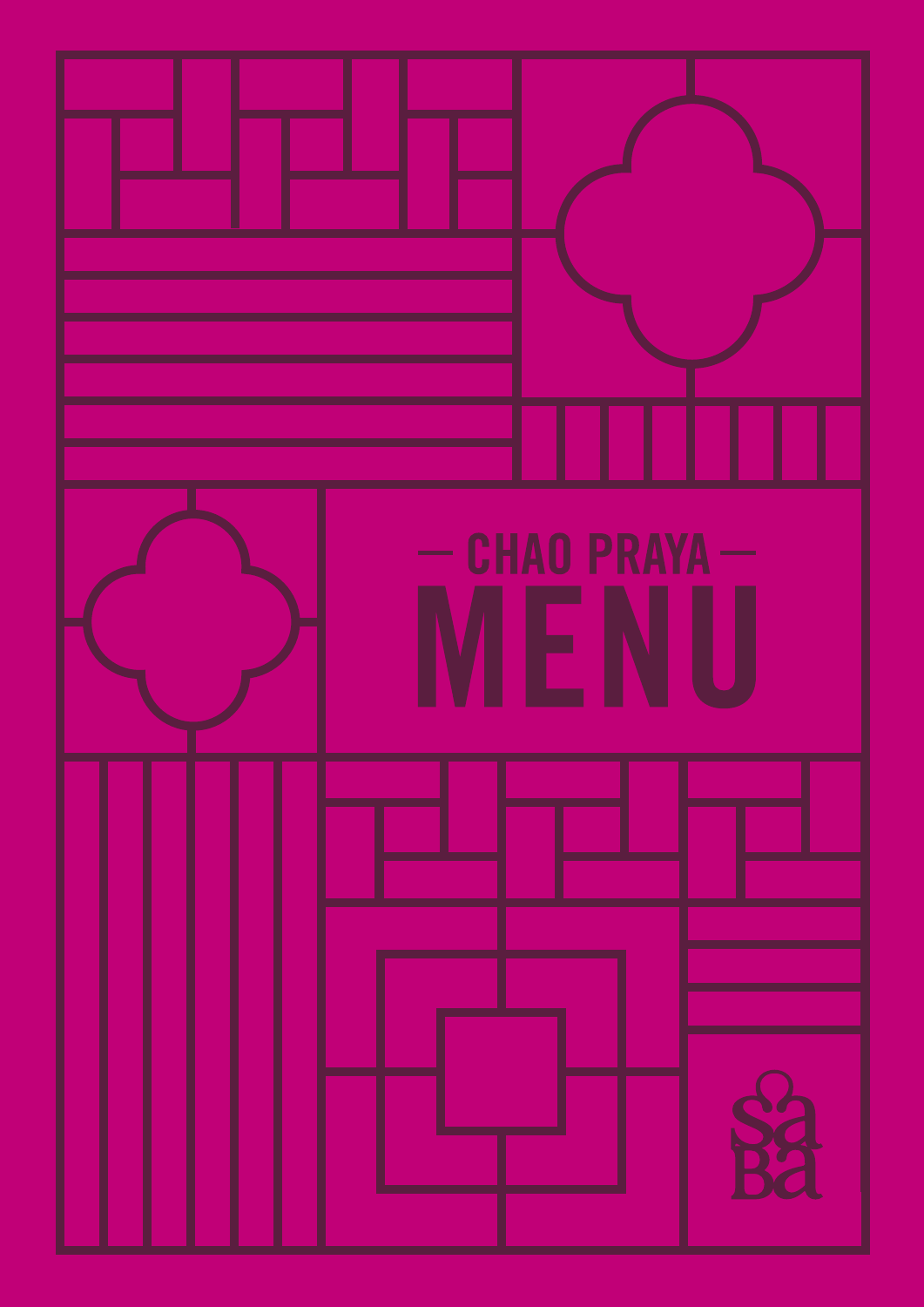— CHAO PRAYA —

# MENU

saba